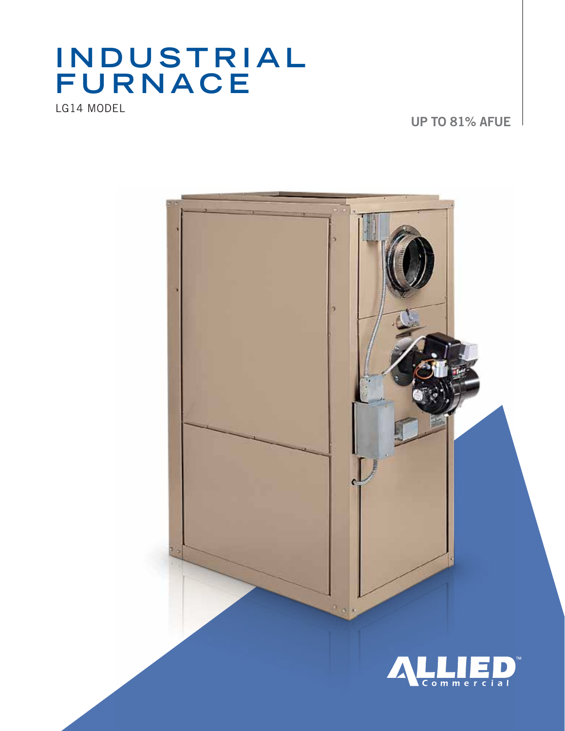# INDUSTRIAL FURNACE

LG14 MODEL

**UP TO 81% AFUE**

ALLIED™ Commercial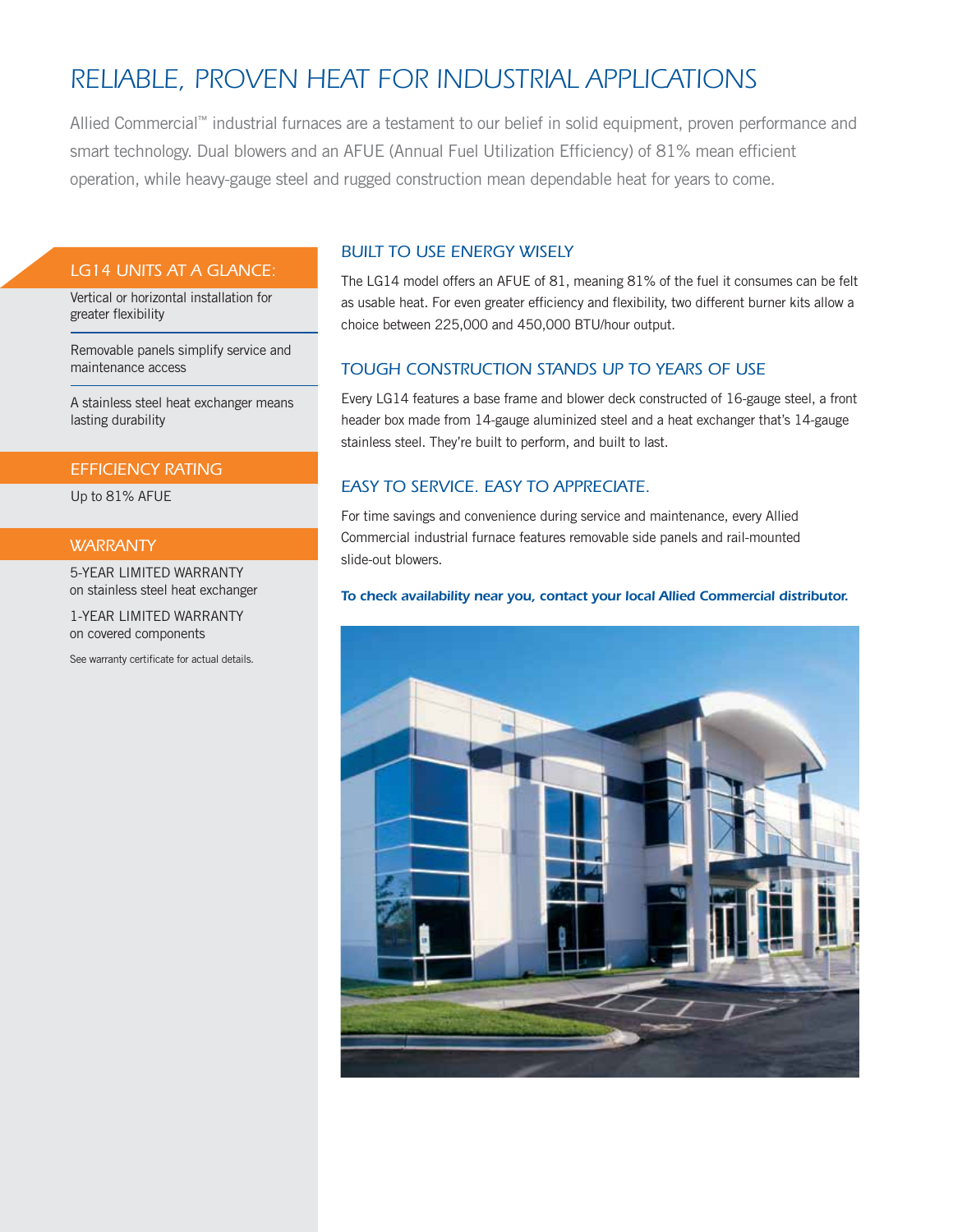# RELIABLE, PROVEN HEAT FOR INDUSTRIAL APPLICATIONS

Allied Commercial™ industrial furnaces are a testament to our belief in solid equipment, proven performance and smart technology. Dual blowers and an AFUE (Annual Fuel Utilization Efficiency) of 81% mean efficient operation, while heavy-gauge steel and rugged construction mean dependable heat for years to come.

## LG14 UNITS AT A GLANCE:

Vertical or horizontal installation for greater flexibility

Removable panels simplify service and maintenance access

A stainless steel heat exchanger means lasting durability

## EFFICIENCY RATING

Up to 81% AFUE

## WARRANTY

5-YEAR LIMITED WARRANTY
on stainless steel heat exchanger

1-YEAR LIMITED WARRANTY
on covered components

See warranty certificate for actual details.

## BUILT TO USE ENERGY WISELY

The LG14 model offers an AFUE of 81, meaning 81% of the fuel it consumes can be felt as usable heat. For even greater efficiency and flexibility, two different burner kits allow a choice between 225,000 and 450,000 BTU/hour output.

## TOUGH CONSTRUCTION STANDS UP TO YEARS OF USE

Every LG14 features a base frame and blower deck constructed of 16-gauge steel, a front header box made from 14-gauge aluminized steel and a heat exchanger that's 14-gauge stainless steel. They're built to perform, and built to last.

## EASY TO SERVICE. EASY TO APPRECIATE.

For time savings and convenience during service and maintenance, every Allied Commercial industrial furnace features removable side panels and rail-mounted slide-out blowers.

***To check availability near you, contact your local Allied Commercial distributor.***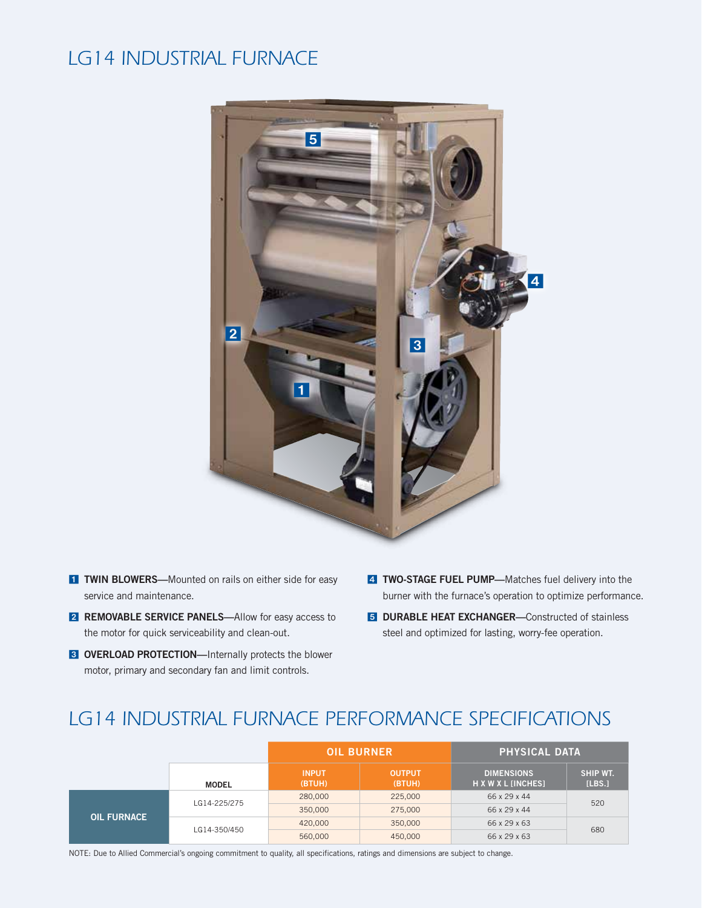# LG14 INDUSTRIAL FURNACE

**1** **TWIN BLOWERS**—Mounted on rails on either side for easy service and maintenance.

**2** **REMOVABLE SERVICE PANELS**—Allow for easy access to the motor for quick serviceability and clean-out.

**3** **OVERLOAD PROTECTION**—Internally protects the blower motor, primary and secondary fan and limit controls.

**4** **TWO-STAGE FUEL PUMP**—Matches fuel delivery into the burner with the furnace's operation to optimize performance.

**5** **DURABLE HEAT EXCHANGER**—Constructed of stainless steel and optimized for lasting, worry-fee operation.

# LG14 INDUSTRIAL FURNACE PERFORMANCE SPECIFICATIONS

| | | OIL BURNER | | PHYSICAL DATA | |
|---|---|---|---|---|---|
| | MODEL | INPUT (BTUH) | OUTPUT (BTUH) | DIMENSIONS H X W X L [INCHES] | SHIP WT. [LBS.] |
| OIL FURNACE | LG14-225/275 | 280,000 | 225,000 | 66 x 29 x 44 | 520 |
| | | 350,000 | 275,000 | 66 x 29 x 44 | |
| | LG14-350/450 | 420,000 | 350,000 | 66 x 29 x 63 | 680 |
| | | 560,000 | 450,000 | 66 x 29 x 63 | |

NOTE: Due to Allied Commercial's ongoing commitment to quality, all specifications, ratings and dimensions are subject to change.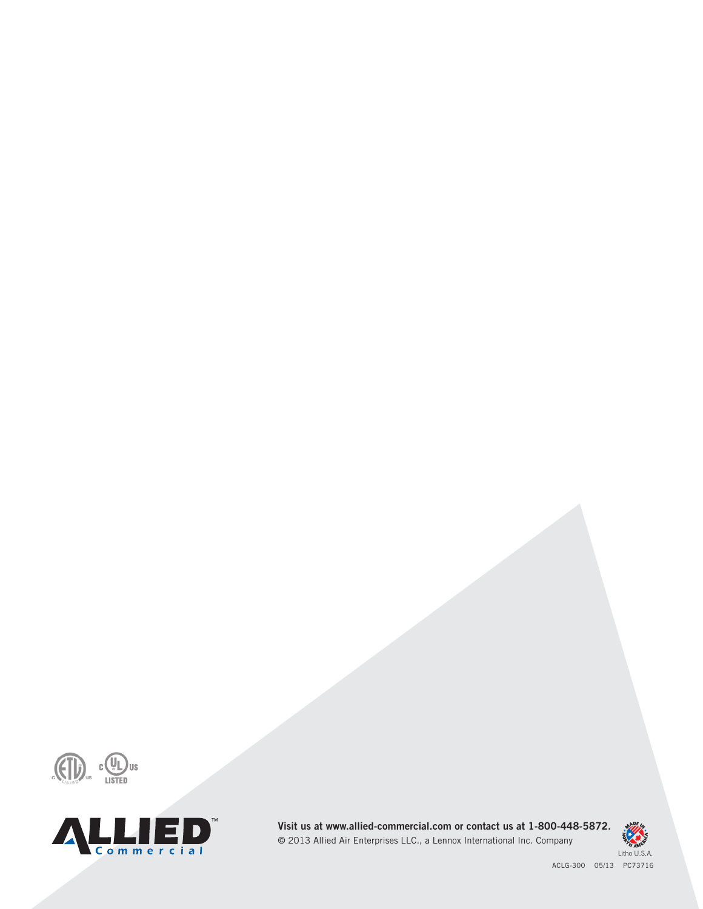Visit us at www.allied-commercial.com or contact us at 1-800-448-5872.

© 2013 Allied Air Enterprises LLC., a Lennox International Inc. Company

Litho U.S.A.

ACLG-300 05/13 PC73716